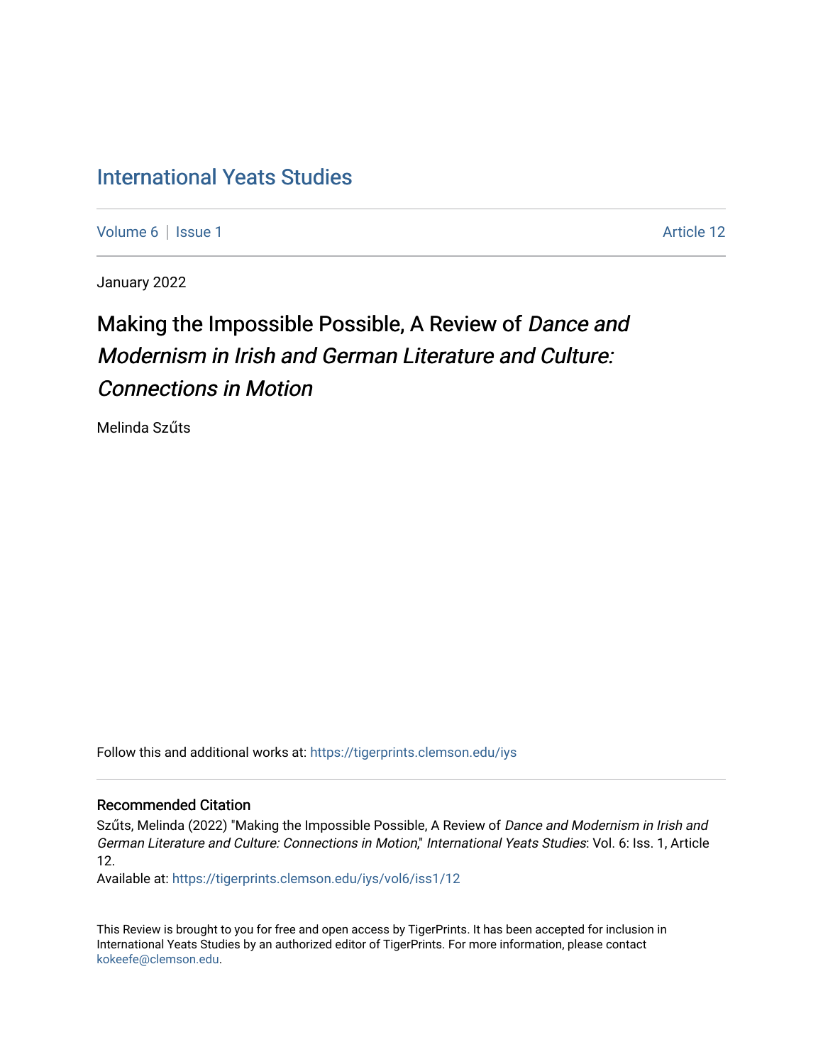# International Yeats Studies

Volume 6 | Issue 1 Article 12

January 2022

## Making the Impossible Possible, A Review of *Dance and Modernism in Irish and German Literature and Culture: Connections in Motion*

Melinda Szűts

Follow this and additional works at: https://tigerprints.clemson.edu/iys

### Recommended Citation

Szűts, Melinda (2022) "Making the Impossible Possible, A Review of *Dance and Modernism in Irish and German Literature and Culture: Connections in Motion*," *International Yeats Studies*: Vol. 6: Iss. 1, Article 12.

Available at: https://tigerprints.clemson.edu/iys/vol6/iss1/12

This Review is brought to you for free and open access by TigerPrints. It has been accepted for inclusion in International Yeats Studies by an authorized editor of TigerPrints. For more information, please contact kokeefe@clemson.edu.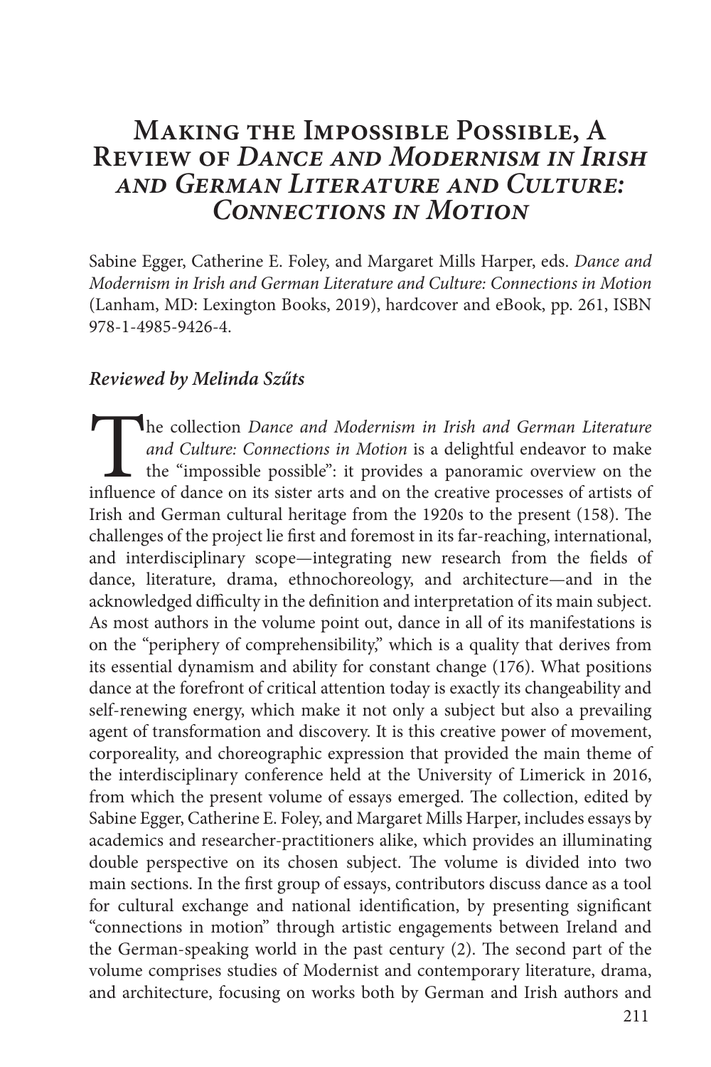# Making the Impossible Possible, A Review of *Dance and Modernism in Irish and German Literature and Culture: Connections in Motion*

Sabine Egger, Catherine E. Foley, and Margaret Mills Harper, eds. *Dance and Modernism in Irish and German Literature and Culture: Connections in Motion* (Lanham, MD: Lexington Books, 2019), hardcover and eBook, pp. 261, ISBN 978-1-4985-9426-4.

***Reviewed by Melinda Szűts***

The collection *Dance and Modernism in Irish and German Literature and Culture: Connections in Motion* is a delightful endeavor to make the "impossible possible": it provides a panoramic overview on the influence of dance on its sister arts and on the creative processes of artists of Irish and German cultural heritage from the 1920s to the present (158). The challenges of the project lie first and foremost in its far-reaching, international, and interdisciplinary scope—integrating new research from the fields of dance, literature, drama, ethnochoreology, and architecture—and in the acknowledged difficulty in the definition and interpretation of its main subject. As most authors in the volume point out, dance in all of its manifestations is on the "periphery of comprehensibility," which is a quality that derives from its essential dynamism and ability for constant change (176). What positions dance at the forefront of critical attention today is exactly its changeability and self-renewing energy, which make it not only a subject but also a prevailing agent of transformation and discovery. It is this creative power of movement, corporeality, and choreographic expression that provided the main theme of the interdisciplinary conference held at the University of Limerick in 2016, from which the present volume of essays emerged. The collection, edited by Sabine Egger, Catherine E. Foley, and Margaret Mills Harper, includes essays by academics and researcher-practitioners alike, which provides an illuminating double perspective on its chosen subject. The volume is divided into two main sections. In the first group of essays, contributors discuss dance as a tool for cultural exchange and national identification, by presenting significant "connections in motion" through artistic engagements between Ireland and the German-speaking world in the past century (2). The second part of the volume comprises studies of Modernist and contemporary literature, drama, and architecture, focusing on works both by German and Irish authors and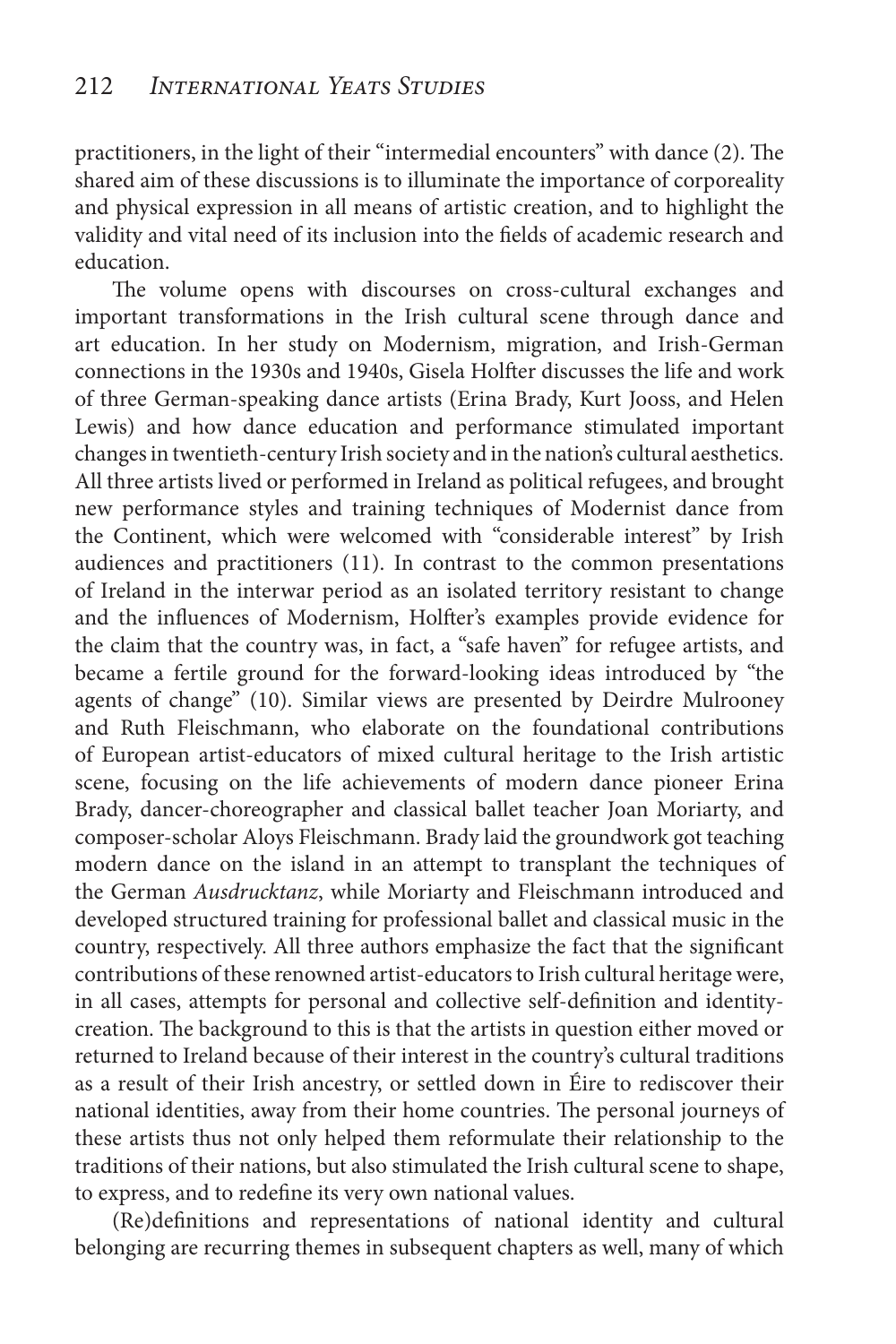practitioners, in the light of their "intermedial encounters" with dance (2). The shared aim of these discussions is to illuminate the importance of corporeality and physical expression in all means of artistic creation, and to highlight the validity and vital need of its inclusion into the fields of academic research and education.

The volume opens with discourses on cross-cultural exchanges and important transformations in the Irish cultural scene through dance and art education. In her study on Modernism, migration, and Irish-German connections in the 1930s and 1940s, Gisela Holfter discusses the life and work of three German-speaking dance artists (Erina Brady, Kurt Jooss, and Helen Lewis) and how dance education and performance stimulated important changes in twentieth-century Irish society and in the nation's cultural aesthetics. All three artists lived or performed in Ireland as political refugees, and brought new performance styles and training techniques of Modernist dance from the Continent, which were welcomed with "considerable interest" by Irish audiences and practitioners (11). In contrast to the common presentations of Ireland in the interwar period as an isolated territory resistant to change and the influences of Modernism, Holfter's examples provide evidence for the claim that the country was, in fact, a "safe haven" for refugee artists, and became a fertile ground for the forward-looking ideas introduced by "the agents of change" (10). Similar views are presented by Deirdre Mulrooney and Ruth Fleischmann, who elaborate on the foundational contributions of European artist-educators of mixed cultural heritage to the Irish artistic scene, focusing on the life achievements of modern dance pioneer Erina Brady, dancer-choreographer and classical ballet teacher Joan Moriarty, and composer-scholar Aloys Fleischmann. Brady laid the groundwork got teaching modern dance on the island in an attempt to transplant the techniques of the German *Ausdrucktanz*, while Moriarty and Fleischmann introduced and developed structured training for professional ballet and classical music in the country, respectively. All three authors emphasize the fact that the significant contributions of these renowned artist-educators to Irish cultural heritage were, in all cases, attempts for personal and collective self-definition and identity-creation. The background to this is that the artists in question either moved or returned to Ireland because of their interest in the country's cultural traditions as a result of their Irish ancestry, or settled down in Éire to rediscover their national identities, away from their home countries. The personal journeys of these artists thus not only helped them reformulate their relationship to the traditions of their nations, but also stimulated the Irish cultural scene to shape, to express, and to redefine its very own national values.

(Re)definitions and representations of national identity and cultural belonging are recurring themes in subsequent chapters as well, many of which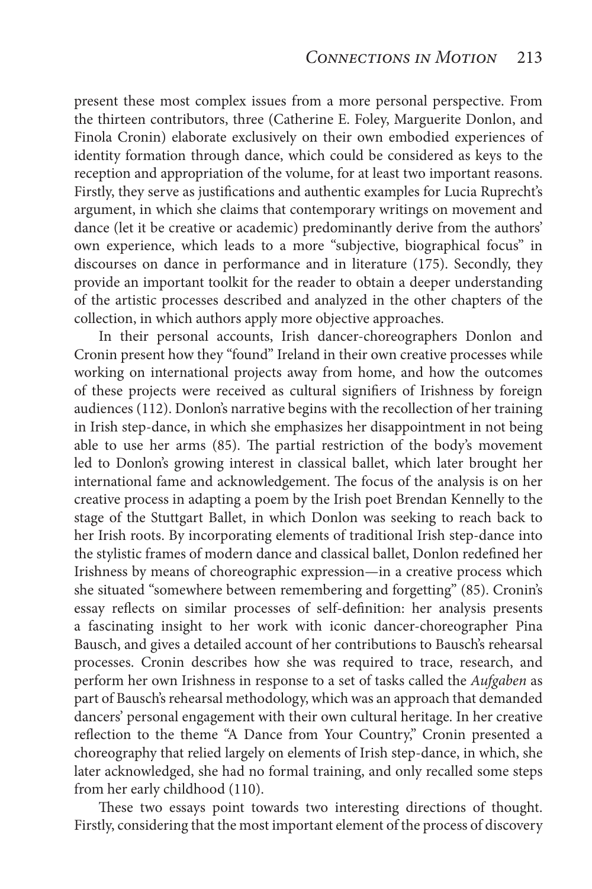present these most complex issues from a more personal perspective. From the thirteen contributors, three (Catherine E. Foley, Marguerite Donlon, and Finola Cronin) elaborate exclusively on their own embodied experiences of identity formation through dance, which could be considered as keys to the reception and appropriation of the volume, for at least two important reasons. Firstly, they serve as justifications and authentic examples for Lucia Ruprecht's argument, in which she claims that contemporary writings on movement and dance (let it be creative or academic) predominantly derive from the authors' own experience, which leads to a more "subjective, biographical focus" in discourses on dance in performance and in literature (175). Secondly, they provide an important toolkit for the reader to obtain a deeper understanding of the artistic processes described and analyzed in the other chapters of the collection, in which authors apply more objective approaches.

In their personal accounts, Irish dancer-choreographers Donlon and Cronin present how they "found" Ireland in their own creative processes while working on international projects away from home, and how the outcomes of these projects were received as cultural signifiers of Irishness by foreign audiences (112). Donlon's narrative begins with the recollection of her training in Irish step-dance, in which she emphasizes her disappointment in not being able to use her arms (85). The partial restriction of the body's movement led to Donlon's growing interest in classical ballet, which later brought her international fame and acknowledgement. The focus of the analysis is on her creative process in adapting a poem by the Irish poet Brendan Kennelly to the stage of the Stuttgart Ballet, in which Donlon was seeking to reach back to her Irish roots. By incorporating elements of traditional Irish step-dance into the stylistic frames of modern dance and classical ballet, Donlon redefined her Irishness by means of choreographic expression—in a creative process which she situated "somewhere between remembering and forgetting" (85). Cronin's essay reflects on similar processes of self-definition: her analysis presents a fascinating insight to her work with iconic dancer-choreographer Pina Bausch, and gives a detailed account of her contributions to Bausch's rehearsal processes. Cronin describes how she was required to trace, research, and perform her own Irishness in response to a set of tasks called the *Aufgaben* as part of Bausch's rehearsal methodology, which was an approach that demanded dancers' personal engagement with their own cultural heritage. In her creative reflection to the theme "A Dance from Your Country," Cronin presented a choreography that relied largely on elements of Irish step-dance, in which, she later acknowledged, she had no formal training, and only recalled some steps from her early childhood (110).

These two essays point towards two interesting directions of thought. Firstly, considering that the most important element of the process of discovery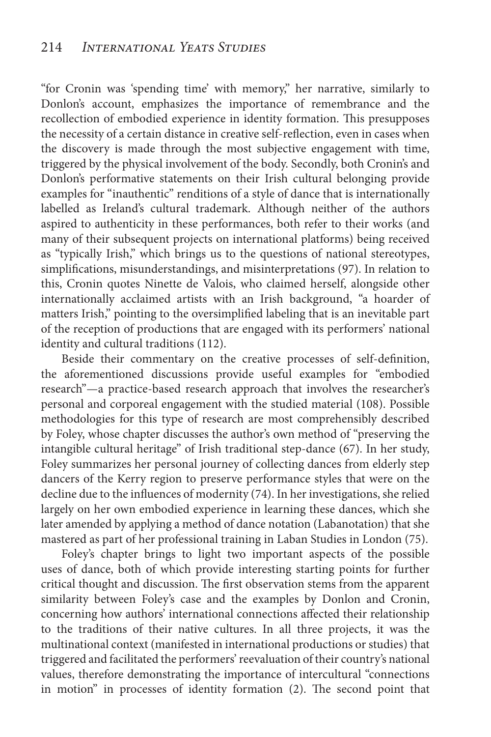"for Cronin was 'spending time' with memory," her narrative, similarly to Donlon's account, emphasizes the importance of remembrance and the recollection of embodied experience in identity formation. This presupposes the necessity of a certain distance in creative self-reflection, even in cases when the discovery is made through the most subjective engagement with time, triggered by the physical involvement of the body. Secondly, both Cronin's and Donlon's performative statements on their Irish cultural belonging provide examples for "inauthentic" renditions of a style of dance that is internationally labelled as Ireland's cultural trademark. Although neither of the authors aspired to authenticity in these performances, both refer to their works (and many of their subsequent projects on international platforms) being received as "typically Irish," which brings us to the questions of national stereotypes, simplifications, misunderstandings, and misinterpretations (97). In relation to this, Cronin quotes Ninette de Valois, who claimed herself, alongside other internationally acclaimed artists with an Irish background, "a hoarder of matters Irish," pointing to the oversimplified labeling that is an inevitable part of the reception of productions that are engaged with its performers' national identity and cultural traditions (112).

Beside their commentary on the creative processes of self-definition, the aforementioned discussions provide useful examples for "embodied research"—a practice-based research approach that involves the researcher's personal and corporeal engagement with the studied material (108). Possible methodologies for this type of research are most comprehensibly described by Foley, whose chapter discusses the author's own method of "preserving the intangible cultural heritage" of Irish traditional step-dance (67). In her study, Foley summarizes her personal journey of collecting dances from elderly step dancers of the Kerry region to preserve performance styles that were on the decline due to the influences of modernity (74). In her investigations, she relied largely on her own embodied experience in learning these dances, which she later amended by applying a method of dance notation (Labanotation) that she mastered as part of her professional training in Laban Studies in London (75).

Foley's chapter brings to light two important aspects of the possible uses of dance, both of which provide interesting starting points for further critical thought and discussion. The first observation stems from the apparent similarity between Foley's case and the examples by Donlon and Cronin, concerning how authors' international connections affected their relationship to the traditions of their native cultures. In all three projects, it was the multinational context (manifested in international productions or studies) that triggered and facilitated the performers' reevaluation of their country's national values, therefore demonstrating the importance of intercultural "connections in motion" in processes of identity formation (2). The second point that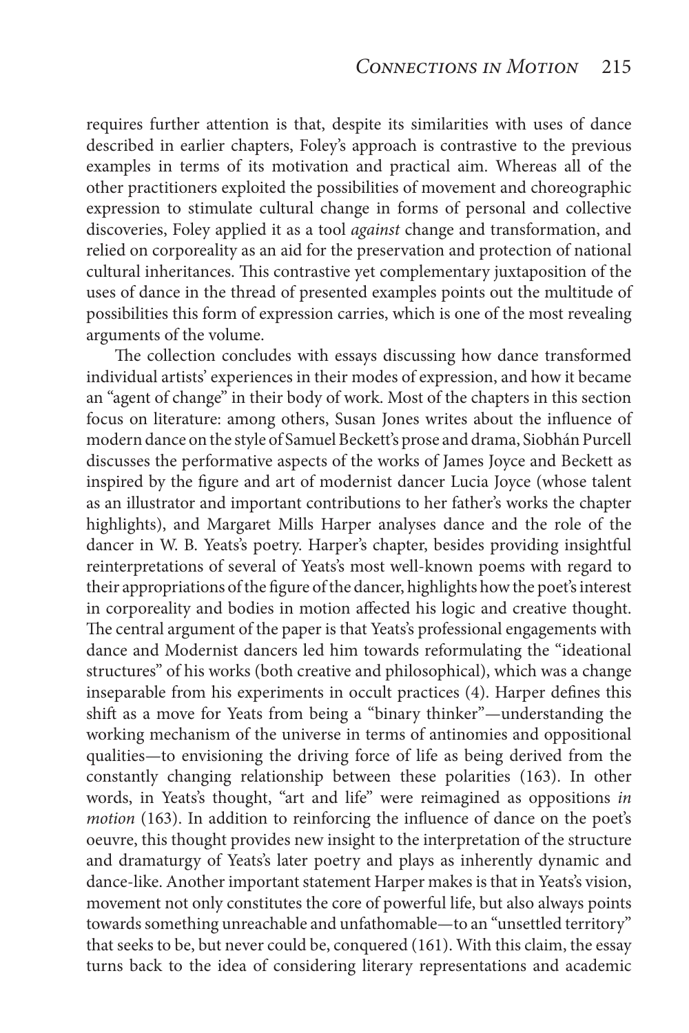requires further attention is that, despite its similarities with uses of dance described in earlier chapters, Foley's approach is contrastive to the previous examples in terms of its motivation and practical aim. Whereas all of the other practitioners exploited the possibilities of movement and choreographic expression to stimulate cultural change in forms of personal and collective discoveries, Foley applied it as a tool *against* change and transformation, and relied on corporeality as an aid for the preservation and protection of national cultural inheritances. This contrastive yet complementary juxtaposition of the uses of dance in the thread of presented examples points out the multitude of possibilities this form of expression carries, which is one of the most revealing arguments of the volume.

The collection concludes with essays discussing how dance transformed individual artists' experiences in their modes of expression, and how it became an "agent of change" in their body of work. Most of the chapters in this section focus on literature: among others, Susan Jones writes about the influence of modern dance on the style of Samuel Beckett's prose and drama, Siobhán Purcell discusses the performative aspects of the works of James Joyce and Beckett as inspired by the figure and art of modernist dancer Lucia Joyce (whose talent as an illustrator and important contributions to her father's works the chapter highlights), and Margaret Mills Harper analyses dance and the role of the dancer in W. B. Yeats's poetry. Harper's chapter, besides providing insightful reinterpretations of several of Yeats's most well-known poems with regard to their appropriations of the figure of the dancer, highlights how the poet's interest in corporeality and bodies in motion affected his logic and creative thought. The central argument of the paper is that Yeats's professional engagements with dance and Modernist dancers led him towards reformulating the "ideational structures" of his works (both creative and philosophical), which was a change inseparable from his experiments in occult practices (4). Harper defines this shift as a move for Yeats from being a "binary thinker"—understanding the working mechanism of the universe in terms of antinomies and oppositional qualities—to envisioning the driving force of life as being derived from the constantly changing relationship between these polarities (163). In other words, in Yeats's thought, "art and life" were reimagined as oppositions *in motion* (163). In addition to reinforcing the influence of dance on the poet's oeuvre, this thought provides new insight to the interpretation of the structure and dramaturgy of Yeats's later poetry and plays as inherently dynamic and dance-like. Another important statement Harper makes is that in Yeats's vision, movement not only constitutes the core of powerful life, but also always points towards something unreachable and unfathomable—to an "unsettled territory" that seeks to be, but never could be, conquered (161). With this claim, the essay turns back to the idea of considering literary representations and academic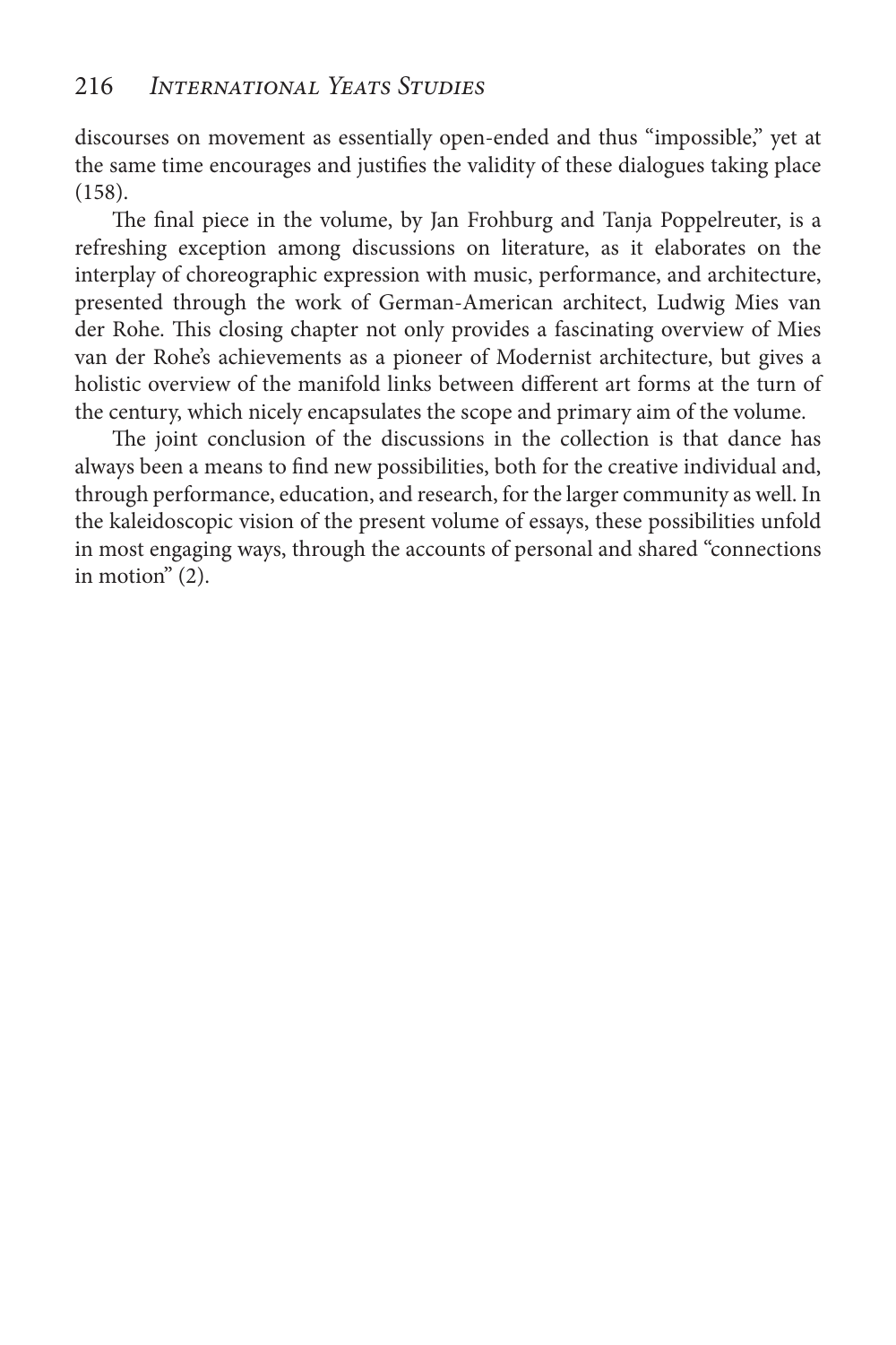discourses on movement as essentially open-ended and thus "impossible," yet at the same time encourages and justifies the validity of these dialogues taking place (158).

The final piece in the volume, by Jan Frohburg and Tanja Poppelreuter, is a refreshing exception among discussions on literature, as it elaborates on the interplay of choreographic expression with music, performance, and architecture, presented through the work of German-American architect, Ludwig Mies van der Rohe. This closing chapter not only provides a fascinating overview of Mies van der Rohe's achievements as a pioneer of Modernist architecture, but gives a holistic overview of the manifold links between different art forms at the turn of the century, which nicely encapsulates the scope and primary aim of the volume.

The joint conclusion of the discussions in the collection is that dance has always been a means to find new possibilities, both for the creative individual and, through performance, education, and research, for the larger community as well. In the kaleidoscopic vision of the present volume of essays, these possibilities unfold in most engaging ways, through the accounts of personal and shared "connections in motion" (2).